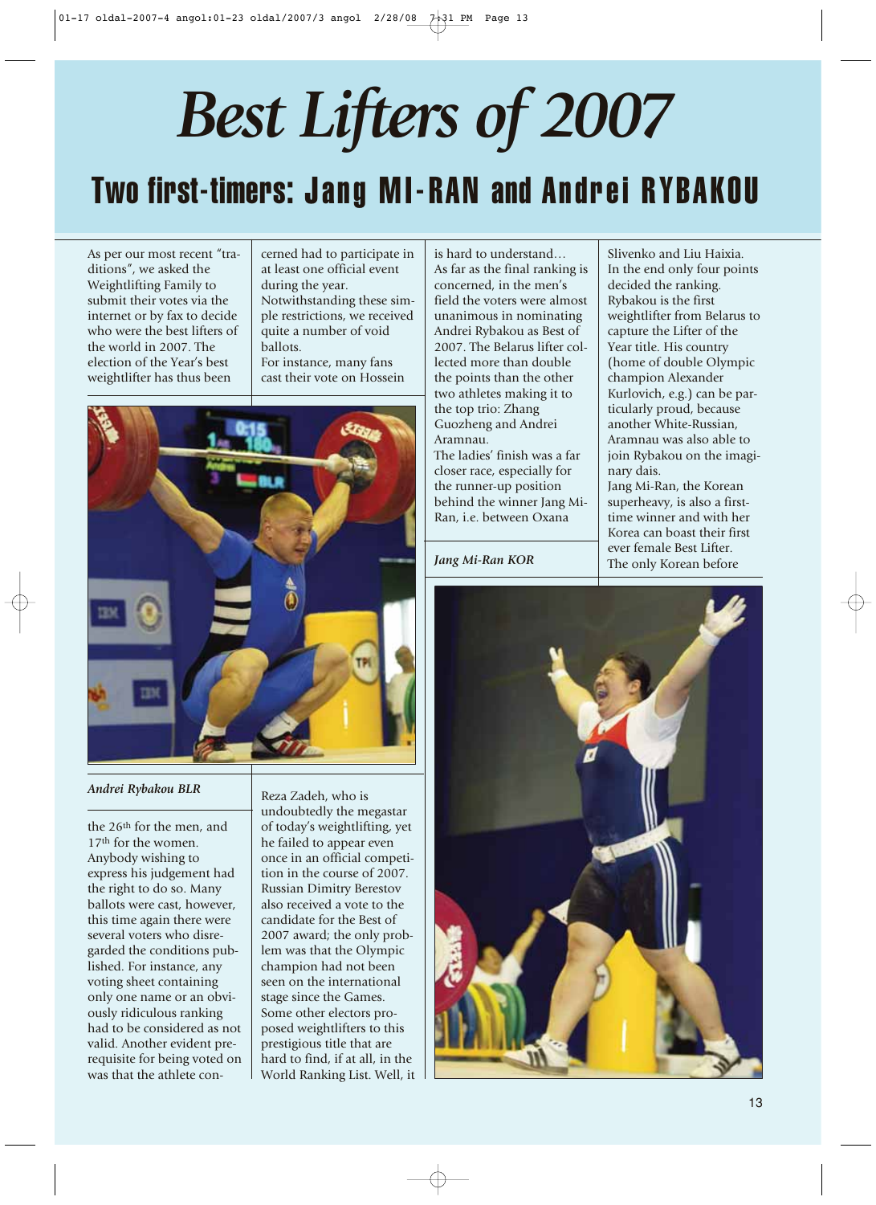# Best Lifters of 2007

## Two first-timers: Jang MI-RAN and Andrei RYBAKOU

As per our most recent "traditions", we asked the Weightlifting Family to submit their votes via the internet or by fax to decide who were the best lifters of the world in 2007. The election of the Year's best weightlifter has thus been the 26th for the men, and 17th for the women. Anybody wishing to express his judgement had the right to do so. Many ballots were cast, however, this time again there were several voters who disregarded the conditions published. For instance, any voting sheet containing only one name or an obviously ridiculous ranking had to be considered as not valid. Another evident prerequisite for being voted on was that the athlete concerned had to participate in at least one official event during the year. Notwithstanding these simple restrictions, we received quite a number of void ballots.

For instance, many fans cast their vote on Hossein Reza Zadeh, who is undoubtedly the megastar of today's weightlifting, yet he failed to appear even once in an official competition in the course of 2007. Russian Dimitry Berestov also received a vote to the candidate for the Best of 2007 award; the only problem was that the Olympic champion had not been seen on the international stage since the Games. Some other electors proposed weightlifters to this prestigious title that are hard to find, if at all, in the World Ranking List. Well, it is hard to understand…

As far as the final ranking is concerned, in the men's field the voters were almost unanimous in nominating Andrei Rybakou as Best of 2007. The Belarus lifter collected more than double the points than the other two athletes making it to the top trio: Zhang Guozheng and Andrei Aramnau.

The ladies' finish was a far closer race, especially for the runner-up position behind the winner Jang Mi-Ran, i.e. between Oxana Slivenko and Liu Haixia. In the end only four points decided the ranking.

Rybakou is the first weightlifter from Belarus to capture the Lifter of the Year title. His country (home of double Olympic champion Alexander Kurlovich, e.g.) can be particularly proud, because another White-Russian, Aramnau was also able to join Rybakou on the imaginary dais.

Jang Mi-Ran, the Korean superheavy, is also a first-time winner and with her Korea can boast their first ever female Best Lifter. The only Korean before

*Andrei Rybakou BLR*

*Jang Mi-Ran KOR*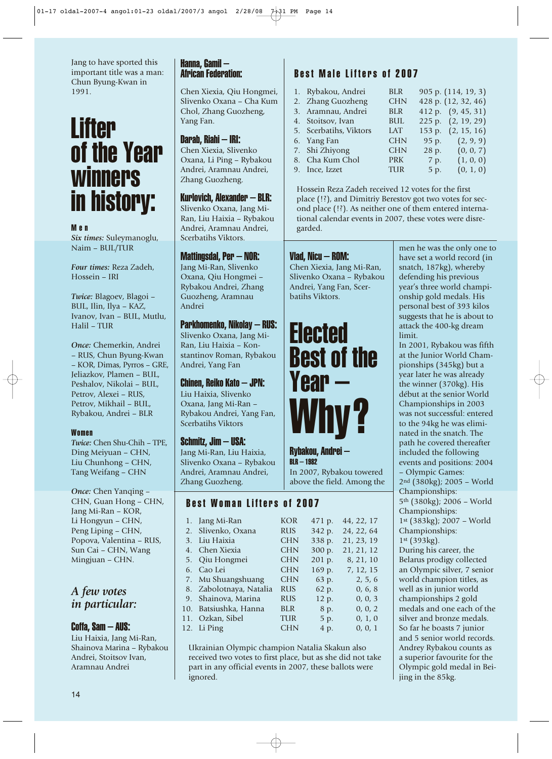Jang to have sported this important title was a man: Chun Byung-Kwan in 1991.

# Lifter of the Year winners in history:

### Men

*Six times:* Suleymanoglu, Naim – BUL/TUR

*Four times:* Reza Zadeh, Hossein – IRI

*Twice:* Blagoev, Blagoi – BUL, Ilin, Ilya – KAZ, Ivanov, Ivan – BUL, Mutlu, Halil – TUR

*Once:* Chemerkin, Andrei – RUS, Chun Byung-Kwan – KOR, Dimas, Pyrros – GRE, Jeliazkov, Plamen – BUL, Peshalov, Nikolai – BUL, Petrov, Alexei – RUS, Petrov, Mikhail – BUL, Rybakou, Andrei – BLR

### Women

*Twice:* Chen Shu-Chih – TPE, Ding Meiyuan – CHN, Liu Chunhong – CHN, Tang Weifang – CHN

*Once:* Chen Yanqing – CHN, Guan Hong – CHN, Jang Mi-Ran – KOR, Li Hongyun – CHN, Peng Liping – CHN, Popova, Valentina – RUS, Sun Cai – CHN, Wang Mingjuan – CHN.

## *A few votes in particular:*

**Coffa, Sam – AUS:**
Liu Haixia, Jang Mi-Ran, Shainova Marina – Rybakou Andrei, Stoitsov Ivan, Aramnau Andrei

**Hanna, Gamil – African Federation:**
Chen Xiexia, Qiu Hongmei, Slivenko Oxana – Cha Kum Chol, Zhang Guozheng, Yang Fan.

**Darab, Riahi – IRI:**
Chen Xiexia, Slivenko Oxana, Li Ping – Rybakou Andrei, Aramnau Andrei, Zhang Guozheng.

**Kurlovich, Alexander – BLR:**
Slivenko Oxana, Jang Mi-Ran, Liu Haixia – Rybakou Andrei, Aramnau Andrei, Scerbatihs Viktors.

**Mattingsdal, Per – NOR:**
Jang Mi-Ran, Slivenko Oxana, Qiu Hongmei – Rybakou Andrei, Zhang Guozheng, Aramnau Andrei

**Parkhomenko, Nikolay – RUS:**
Slivenko Oxana, Jang Mi-Ran, Liu Haixia – Konstantinov Roman, Rybakou Andrei, Yang Fan

**Chinen, Reiko Kato – JPN:**
Liu Haixia, Slivenko Oxana, Jang Mi-Ran – Rybakou Andrei, Yang Fan, Scerbatihs Viktors

**Schmitz, Jim – USA:**
Jang Mi-Ran, Liu Haixia, Slivenko Oxana – Rybakou Andrei, Aramnau Andrei, Zhang Guozheng.

**Vlad, Nicu – ROM:**
Chen Xiexia, Jang Mi-Ran, Slivenko Oxana – Rybakou Andrei, Yang Fan, Scerbatihs Viktors.

## Best Male Lifters of 2007

| | Name | | Points | |
|---|---|---|---|---|
| 1. | Rybakou, Andrei | BLR | 905 p. | (114, 19, 3) |
| 2. | Zhang Guozheng | CHN | 428 p. | (12, 32, 46) |
| 3. | Aramnau, Andrei | BLR | 412 p. | (9, 45, 31) |
| 4. | Stoitsov, Ivan | BUL | 225 p. | (2, 19, 29) |
| 5. | Scerbatihs, Viktors | LAT | 153 p. | (2, 15, 16) |
| 6. | Yang Fan | CHN | 95 p. | (2, 9, 9) |
| 7. | Shi Zhiyong | CHN | 28 p. | (0, 0, 7) |
| 8. | Cha Kum Chol | PRK | 7 p. | (1, 0, 0) |
| 9. | Ince, Izzet | TUR | 5 p. | (0, 1, 0) |

Hossein Reza Zadeh received 12 votes for the first place (!?), and Dimitriy Berestov got two votes for second place (!?). As neither one of them entered international calendar events in 2007, these votes were disregarded.

## Best Woman Lifters of 2007

| | Name | | Points | |
|---|---|---|---|---|
| 1. | Jang Mi-Ran | KOR | 471 p. | 44, 22, 17 |
| 2. | Slivenko, Oxana | RUS | 342 p. | 24, 22, 64 |
| 3. | Liu Haixia | CHN | 338 p. | 21, 23, 19 |
| 4. | Chen Xiexia | CHN | 300 p. | 21, 21, 12 |
| 5. | Qiu Hongmei | CHN | 201 p. | 8, 21, 10 |
| 6. | Cao Lei | CHN | 169 p. | 7, 12, 15 |
| 7. | Mu Shuangshuang | CHN | 63 p. | 2, 5, 6 |
| 8. | Zabolotnaya, Natalia | RUS | 62 p. | 0, 6, 8 |
| 9. | Shainova, Marina | RUS | 12 p. | 0, 0, 3 |
| 10. | Batsiushka, Hanna | BLR | 8 p. | 0, 0, 2 |
| 11. | Ozkan, Sibel | TUR | 5 p. | 0, 1, 0 |
| 12. | Li Ping | CHN | 4 p. | 0, 0, 1 |

Ukrainian Olympic champion Natalia Skakun also received two votes to first place, but as she did not take part in any official events in 2007, these ballots were ignored.

# Elected Best of the Year – Why?

**Rybakou, Andrei – BLR – 1982**

In 2007, Rybakou towered above the field. Among the men he was the only one to have set a world record (in snatch, 187kg), whereby defending his previous year's three world championship gold medals. His personal best of 393 kilos suggests that he is about to attack the 400-kg dream limit.

In 2001, Rybakou was fifth at the Junior World Championships (345kg) but a year later he was already the winner (370kg). His début at the senior World Championships in 2003 was not successful: entered to the 94kg he was eliminated in the snatch. The path he covered thereafter included the following events and positions: 2004 – Olympic Games: 2nd (380kg); 2005 – World Championships: 5th (380kg); 2006 – World Championships: 1st (383kg); 2007 – World Championships: 1st (393kg).

During his career, the Belarus prodigy collected an Olympic silver, 7 senior world champion titles, as well as in junior world championships 2 gold medals and one each of the silver and bronze medals. So far he boasts 7 junior and 5 senior world records. Andrey Rybakou counts as a superior favourite for the Olympic gold medal in Beijing in the 85kg.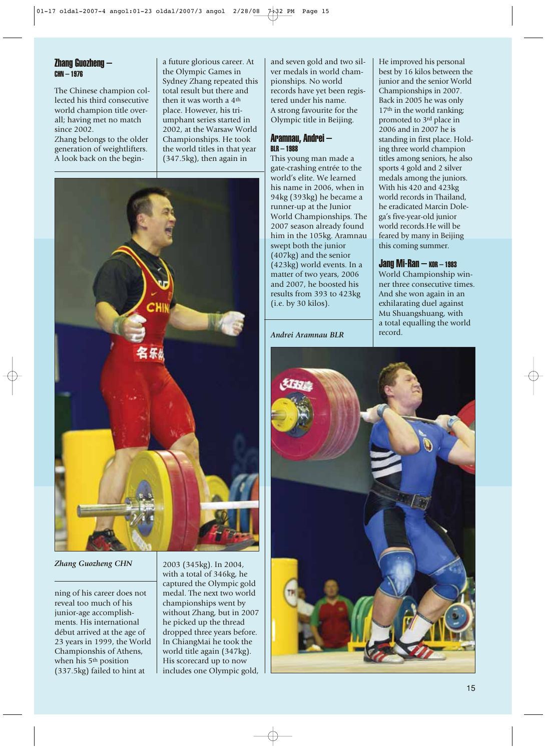### Zhang Guozheng –
**CHN – 1976**

The Chinese champion collected his third consecutive world champion title overall; having met no match since 2002.
Zhang belongs to the older generation of weightlifters. A look back on the beginning of his career does not reveal too much of his junior-age accomplishments. His international début arrived at the age of 23 years in 1999, the World Championsips of Athens, when his 5th position (337.5kg) failed to hint at a future glorious career. At the Olympic Games in Sydney Zhang repeated this total result but there and then it was worth a 4th place. However, his triumphant series started in 2002, at the Warsaw World Championships. He took the world titles in that year (347.5kg), then again in 2003 (345kg). In 2004, with a total of 346kg, he captured the Olympic gold medal. The next two world championships went by without Zhang, but in 2007 he picked up the thread dropped three years before. In ChiangMai he took the world title again (347kg). His scorecard up to now includes one Olympic gold, and seven gold and two silver medals in world championships. No world records have yet been registered under his name.
A strong favourite for the Olympic title in Beijing.

*Zhang Guozheng CHN*

### Aramnau, Andrei –
**BLR – 1988**

This young man made a gate-crashing entrée to the world's elite. We learned his name in 2006, when in 94kg (393kg) he became a runner-up at the Junior World Championships. The 2007 season already found him in the 105kg. Aramnau swept both the junior (407kg) and the senior (423kg) world events. In a matter of two years, 2006 and 2007, he boosted his results from 393 to 423kg (i.e. by 30 kilos).
He improved his personal best by 16 kilos between the junior and the senior World Championships in 2007. Back in 2005 he was only 17th in the world ranking; promoted to 3rd place in 2006 and in 2007 he is standing in first place. Holding three world champion titles among seniors, he also sports 4 gold and 2 silver medals among the juniors. With his 420 and 423kg world records in Thailand, he eradicated Marcin Dolega's five-year-old junior world records.He will be feared by many in Beijing this coming summer.

*Andrei Aramnau BLR*

### Jang Mi-Ran – KOR – 1983

World Championship winner three consecutive times. And she won again in an exhilarating duel against Mu Shuangshuang, with a total equalling the world record.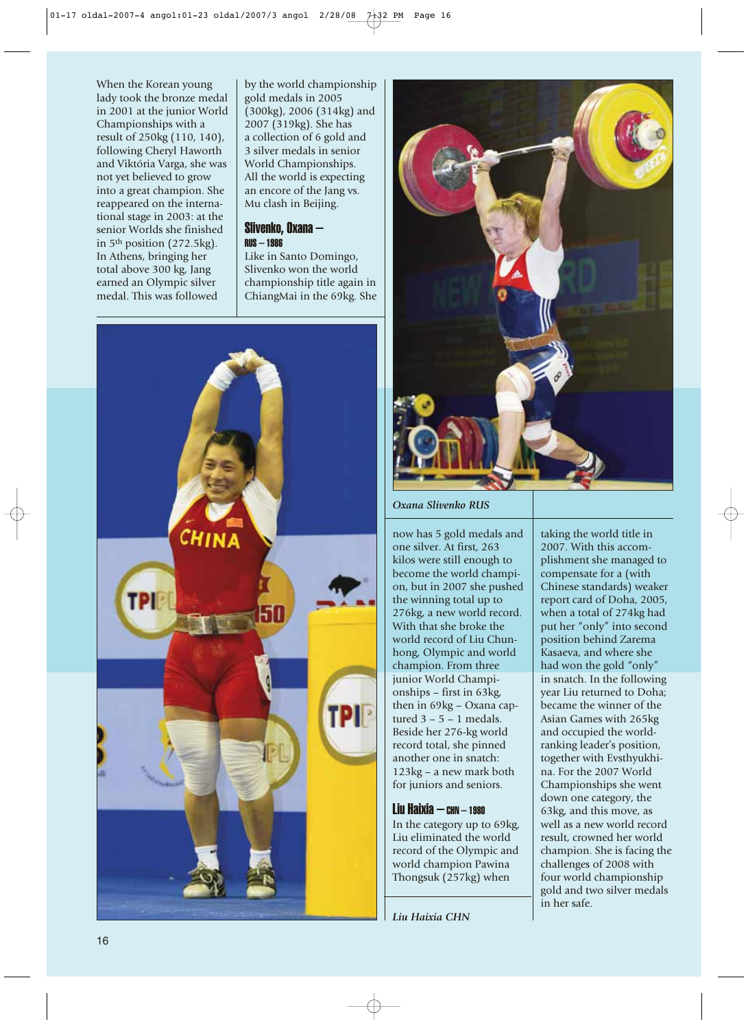When the Korean young lady took the bronze medal in 2001 at the junior World Championships with a result of 250kg (110, 140), following Cheryl Haworth and Viktória Varga, she was not yet believed to grow into a great champion. She reappeared on the international stage in 2003: at the senior Worlds she finished in 5th position (272.5kg). In Athens, bringing her total above 300 kg, Jang earned an Olympic silver medal. This was followed by the world championship gold medals in 2005 (300kg), 2006 (314kg) and 2007 (319kg). She has a collection of 6 gold and 3 silver medals in senior World Championships. All the world is expecting an encore of the Jang vs. Mu clash in Beijing.

### Slivenko, Oxana – RUS – 1986

Like in Santo Domingo, Slivenko won the world championship title again in ChiangMai in the 69kg. She now has 5 gold medals and one silver. At first, 263 kilos were still enough to become the world champion, but in 2007 she pushed the winning total up to 276kg, a new world record. With that she broke the world record of Liu Chunhong, Olympic and world champion. From three junior World Championships – first in 63kg, then in 69kg – Oxana captured 3 – 5 – 1 medals. Beside her 276-kg world record total, she pinned another one in snatch: 123kg – a new mark both for juniors and seniors.

*Oxana Slivenko RUS*

### Liu Haixia – CHN – 1980

In the category up to 69kg, Liu eliminated the world record of the Olympic and world champion Pawina Thongsuk (257kg) when taking the world title in 2007. With this accomplishment she managed to compensate for a (with Chinese standards) weaker report card of Doha, 2005, when a total of 274kg had put her "only" into second position behind Zarema Kasaeva, and where she had won the gold "only" in snatch. In the following year Liu returned to Doha; became the winner of the Asian Games with 265kg and occupied the world-ranking leader's position, together with Evsthyukhina. For the 2007 World Championships she went down one category, the 63kg, and this move, as well as a new world record result, crowned her world champion. She is facing the challenges of 2008 with four world championship gold and two silver medals in her safe.

*Liu Haixia CHN*